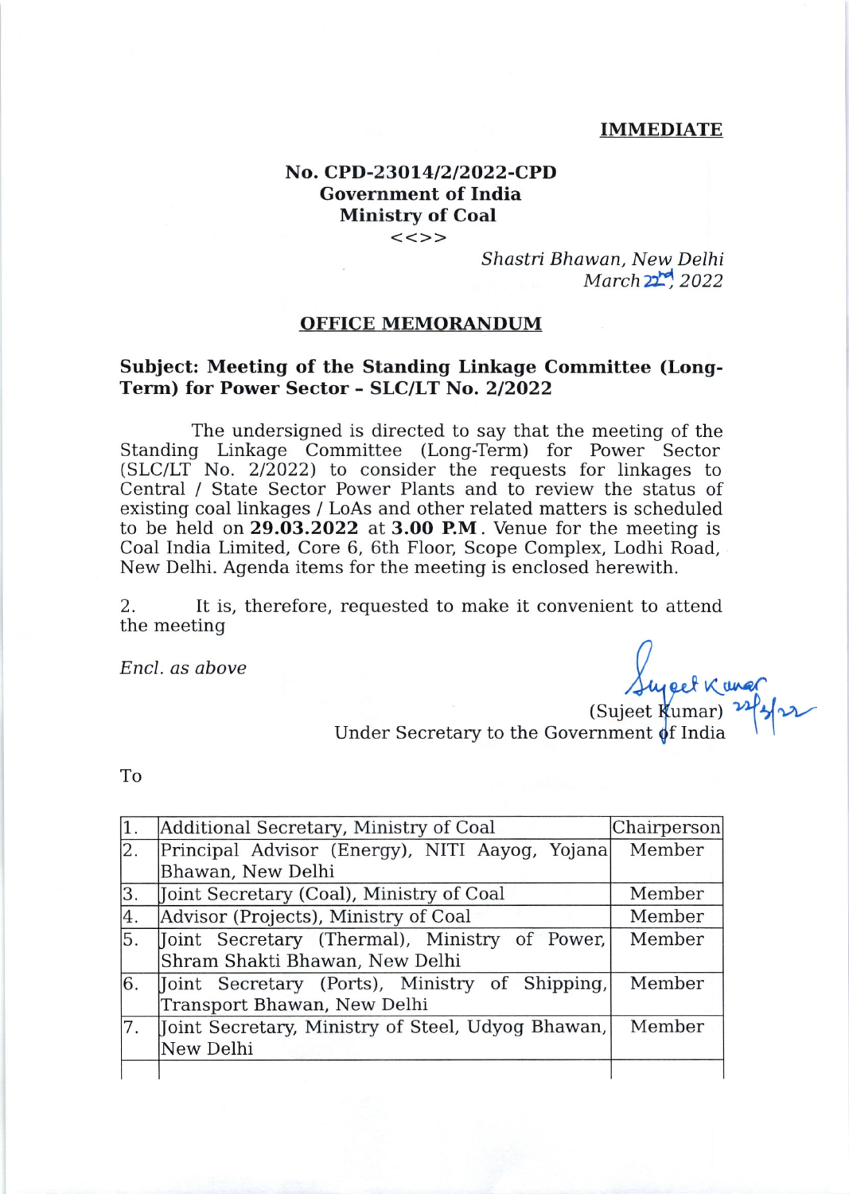**IMMEDIATE**

**No. CPD-23014/2/2022-CPD**
**Government of India**
**Ministry of Coal**
<<>>

*Shastri Bhawan, New Delhi*
*March 22nd, 2022*

## OFFICE MEMORANDUM

**Subject: Meeting of the Standing Linkage Committee (Long-Term) for Power Sector - SLC/LT No. 2/2022**

The undersigned is directed to say that the meeting of the Standing Linkage Committee (Long-Term) for Power Sector (SLC/LT No. 2/2022) to consider the requests for linkages to Central / State Sector Power Plants and to review the status of existing coal linkages / LoAs and other related matters is scheduled to be held on **29.03.2022** at **3.00 P.M**. Venue for the meeting is Coal India Limited, Core 6, 6th Floor, Scope Complex, Lodhi Road, New Delhi. Agenda items for the meeting is enclosed herewith.

2. It is, therefore, requested to make it convenient to attend the meeting

*Encl. as above*

Sujeet Kumar 22/3/22
(Sujeet Kumar)
Under Secretary to the Government of India

To

| | | |
|---|---|---|
| 1. | Additional Secretary, Ministry of Coal | Chairperson |
| 2. | Principal Advisor (Energy), NITI Aayog, Yojana Bhawan, New Delhi | Member |
| 3. | Joint Secretary (Coal), Ministry of Coal | Member |
| 4. | Advisor (Projects), Ministry of Coal | Member |
| 5. | Joint Secretary (Thermal), Ministry of Power, Shram Shakti Bhawan, New Delhi | Member |
| 6. | Joint Secretary (Ports), Ministry of Shipping, Transport Bhawan, New Delhi | Member |
| 7. | Joint Secretary, Ministry of Steel, Udyog Bhawan, New Delhi | Member |
| | | |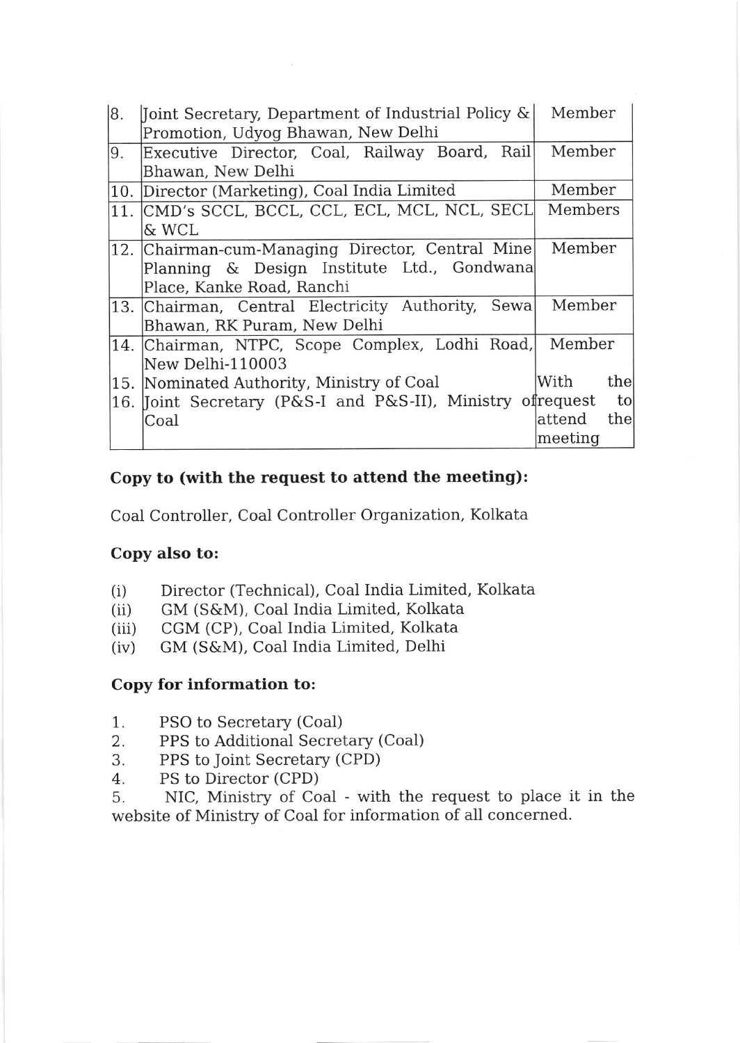| | | |
|---|---|---|
| 8. | Joint Secretary, Department of Industrial Policy & Promotion, Udyog Bhawan, New Delhi | Member |
| 9. | Executive Director, Coal, Railway Board, Rail Bhawan, New Delhi | Member |
| 10. | Director (Marketing), Coal India Limited | Member |
| 11. | CMD's SCCL, BCCL, CCL, ECL, MCL, NCL, SECL & WCL | Members |
| 12. | Chairman-cum-Managing Director, Central Mine Planning & Design Institute Ltd., Gondwana Place, Kanke Road, Ranchi | Member |
| 13. | Chairman, Central Electricity Authority, Sewa Bhawan, RK Puram, New Delhi | Member |
| 14. | Chairman, NTPC, Scope Complex, Lodhi Road, New Delhi-110003 | Member |
| 15. | Nominated Authority, Ministry of Coal | With the request to attend the meeting |
| 16. | Joint Secretary (P&S-I and P&S-II), Ministry of Coal | |

**Copy to (with the request to attend the meeting):**

Coal Controller, Coal Controller Organization, Kolkata

**Copy also to:**

(i) Director (Technical), Coal India Limited, Kolkata
(ii) GM (S&M), Coal India Limited, Kolkata
(iii) CGM (CP), Coal India Limited, Kolkata
(iv) GM (S&M), Coal India Limited, Delhi

**Copy for information to:**

1. PSO to Secretary (Coal)
2. PPS to Additional Secretary (Coal)
3. PPS to Joint Secretary (CPD)
4. PS to Director (CPD)
5. NIC, Ministry of Coal - with the request to place it in the website of Ministry of Coal for information of all concerned.